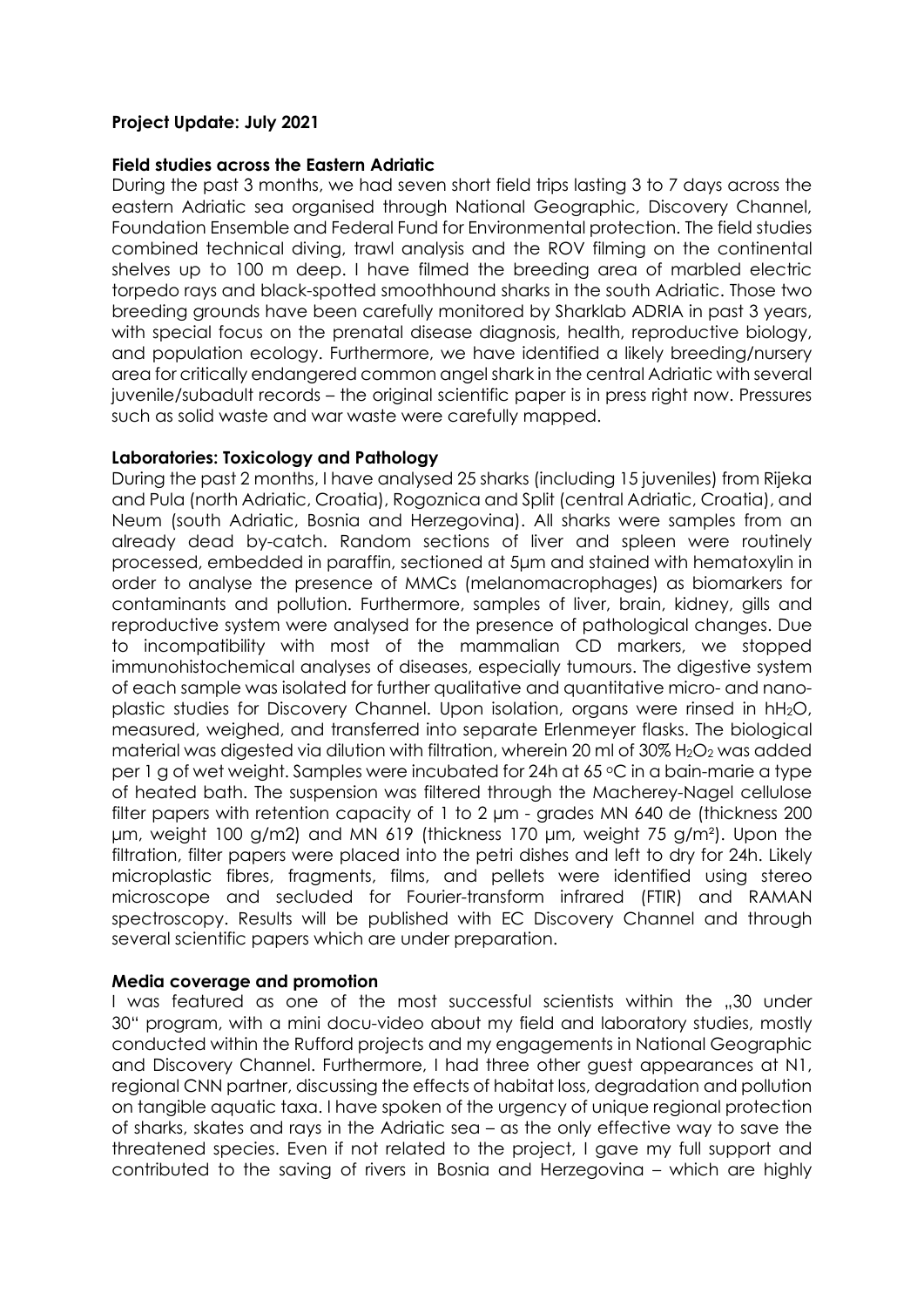**Project Update: July 2021**

**Field studies across the Eastern Adriatic**

During the past 3 months, we had seven short field trips lasting 3 to 7 days across the eastern Adriatic sea organised through National Geographic, Discovery Channel, Foundation Ensemble and Federal Fund for Environmental protection. The field studies combined technical diving, trawl analysis and the ROV filming on the continental shelves up to 100 m deep. I have filmed the breeding area of marbled electric torpedo rays and black-spotted smoothhound sharks in the south Adriatic. Those two breeding grounds have been carefully monitored by Sharklab ADRIA in past 3 years, with special focus on the prenatal disease diagnosis, health, reproductive biology, and population ecology. Furthermore, we have identified a likely breeding/nursery area for critically endangered common angel shark in the central Adriatic with several juvenile/subadult records – the original scientific paper is in press right now. Pressures such as solid waste and war waste were carefully mapped.

**Laboratories: Toxicology and Pathology**

During the past 2 months, I have analysed 25 sharks (including 15 juveniles) from Rijeka and Pula (north Adriatic, Croatia), Rogoznica and Split (central Adriatic, Croatia), and Neum (south Adriatic, Bosnia and Herzegovina). All sharks were samples from an already dead by-catch. Random sections of liver and spleen were routinely processed, embedded in paraffin, sectioned at 5μm and stained with hematoxylin in order to analyse the presence of MMCs (melanomacrophages) as biomarkers for contaminants and pollution. Furthermore, samples of liver, brain, kidney, gills and reproductive system were analysed for the presence of pathological changes. Due to incompatibility with most of the mammalian CD markers, we stopped immunohistochemical analyses of diseases, especially tumours. The digestive system of each sample was isolated for further qualitative and quantitative micro- and nano-plastic studies for Discovery Channel. Upon isolation, organs were rinsed in $hH_2O$, measured, weighed, and transferred into separate Erlenmeyer flasks. The biological material was digested via dilution with filtration, wherein 20 ml of 30% $H_2O_2$ was added per 1 g of wet weight. Samples were incubated for 24h at 65 °C in a bain-marie a type of heated bath. The suspension was filtered through the Macherey-Nagel cellulose filter papers with retention capacity of 1 to 2 μm - grades MN 640 de (thickness 200 μm, weight 100 g/m2) and MN 619 (thickness 170 μm, weight 75 g/m²). Upon the filtration, filter papers were placed into the petri dishes and left to dry for 24h. Likely microplastic fibres, fragments, films, and pellets were identified using stereo microscope and secluded for Fourier-transform infrared (FTIR) and RAMAN spectroscopy. Results will be published with EC Discovery Channel and through several scientific papers which are under preparation.

**Media coverage and promotion**

I was featured as one of the most successful scientists within the „30 under 30" program, with a mini docu-video about my field and laboratory studies, mostly conducted within the Rufford projects and my engagements in National Geographic and Discovery Channel. Furthermore, I had three other guest appearances at N1, regional CNN partner, discussing the effects of habitat loss, degradation and pollution on tangible aquatic taxa. I have spoken of the urgency of unique regional protection of sharks, skates and rays in the Adriatic sea – as the only effective way to save the threatened species. Even if not related to the project, I gave my full support and contributed to the saving of rivers in Bosnia and Herzegovina – which are highly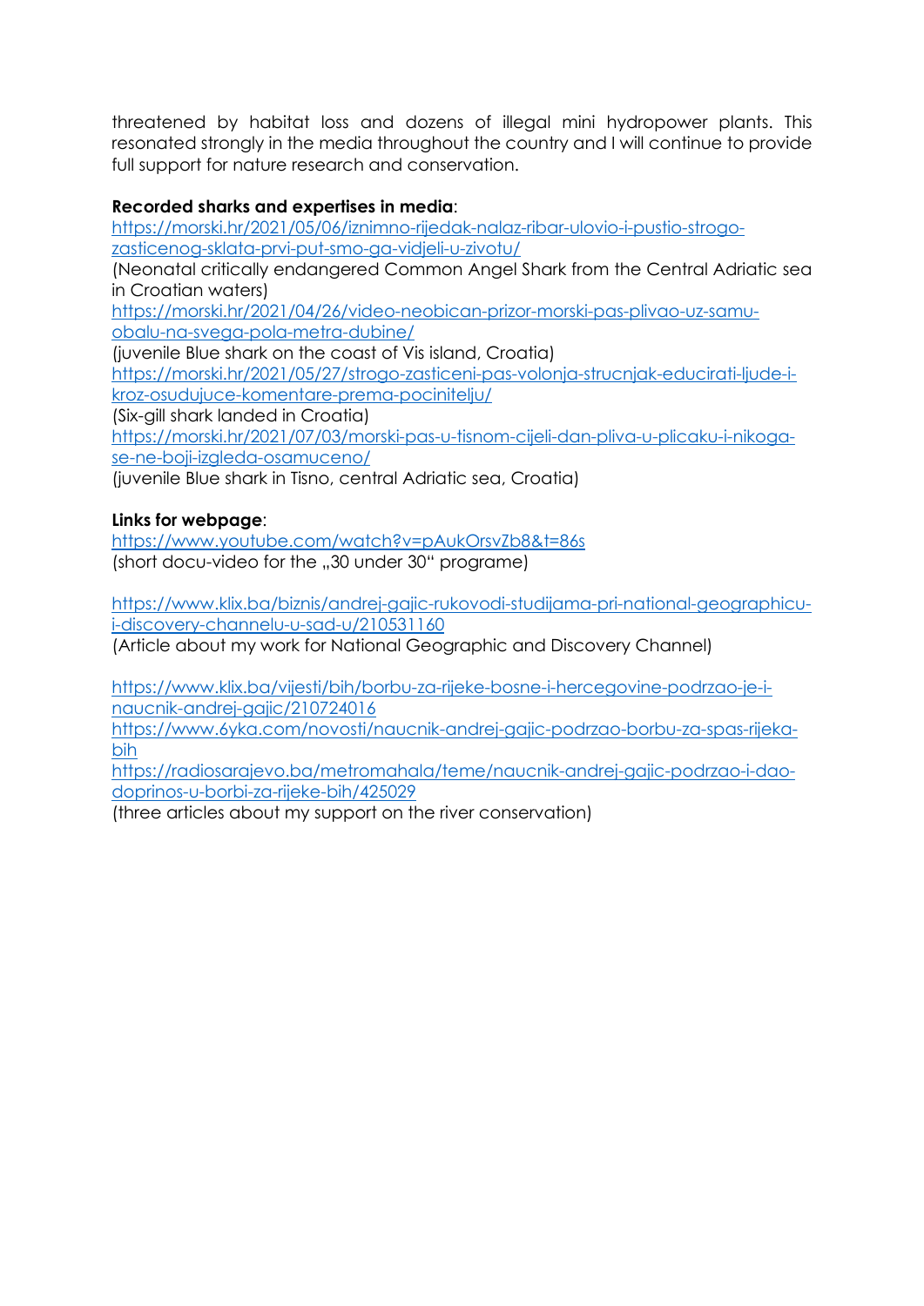threatened by habitat loss and dozens of illegal mini hydropower plants. This resonated strongly in the media throughout the country and I will continue to provide full support for nature research and conservation.

**Recorded sharks and expertises in media**:
[https://morski.hr/2021/05/06/iznimno-rijedak-nalaz-ribar-ulovio-i-pustio-strogo-zasticenog-sklata-prvi-put-smo-ga-vidjeli-u-zivotu/](https://morski.hr/2021/05/06/iznimno-rijedak-nalaz-ribar-ulovio-i-pustio-strogo-zasticenog-sklata-prvi-put-smo-ga-vidjeli-u-zivotu/)
(Neonatal critically endangered Common Angel Shark from the Central Adriatic sea in Croatian waters)
[https://morski.hr/2021/04/26/video-neobican-prizor-morski-pas-plivao-uz-samu-obalu-na-svega-pola-metra-dubine/](https://morski.hr/2021/04/26/video-neobican-prizor-morski-pas-plivao-uz-samu-obalu-na-svega-pola-metra-dubine/)
(juvenile Blue shark on the coast of Vis island, Croatia)
[https://morski.hr/2021/05/27/strogo-zasticeni-pas-volonja-strucnjak-educirati-ljude-i-kroz-osudujuce-komentare-prema-pocinitelju/](https://morski.hr/2021/05/27/strogo-zasticeni-pas-volonja-strucnjak-educirati-ljude-i-kroz-osudujuce-komentare-prema-pocinitelju/)
(Six-gill shark landed in Croatia)
[https://morski.hr/2021/07/03/morski-pas-u-tisnom-cijeli-dan-pliva-u-plicaku-i-nikoga-se-ne-boji-izgleda-osamuceno/](https://morski.hr/2021/07/03/morski-pas-u-tisnom-cijeli-dan-pliva-u-plicaku-i-nikoga-se-ne-boji-izgleda-osamuceno/)
(juvenile Blue shark in Tisno, central Adriatic sea, Croatia)

**Links for webpage**:
[https://www.youtube.com/watch?v=pAukOrsvZb8&t=86s](https://www.youtube.com/watch?v=pAukOrsvZb8&t=86s)
(short docu-video for the „30 under 30" programe)

[https://www.klix.ba/biznis/andrej-gajic-rukovodi-studijama-pri-national-geographicu-i-discovery-channelu-u-sad-u/210531160](https://www.klix.ba/biznis/andrej-gajic-rukovodi-studijama-pri-national-geographicu-i-discovery-channelu-u-sad-u/210531160)
(Article about my work for National Geographic and Discovery Channel)

[https://www.klix.ba/vijesti/bih/borbu-za-rijeke-bosne-i-hercegovine-podrzao-je-i-naucnik-andrej-gajic/210724016](https://www.klix.ba/vijesti/bih/borbu-za-rijeke-bosne-i-hercegovine-podrzao-je-i-naucnik-andrej-gajic/210724016)
[https://www.6yka.com/novosti/naucnik-andrej-gajic-podrzao-borbu-za-spas-rijeka-bih](https://www.6yka.com/novosti/naucnik-andrej-gajic-podrzao-borbu-za-spas-rijeka-bih)
[https://radiosarajevo.ba/metromahala/teme/naucnik-andrej-gajic-podrzao-i-dao-doprinos-u-borbi-za-rijeke-bih/425029](https://radiosarajevo.ba/metromahala/teme/naucnik-andrej-gajic-podrzao-i-dao-doprinos-u-borbi-za-rijeke-bih/425029)
(three articles about my support on the river conservation)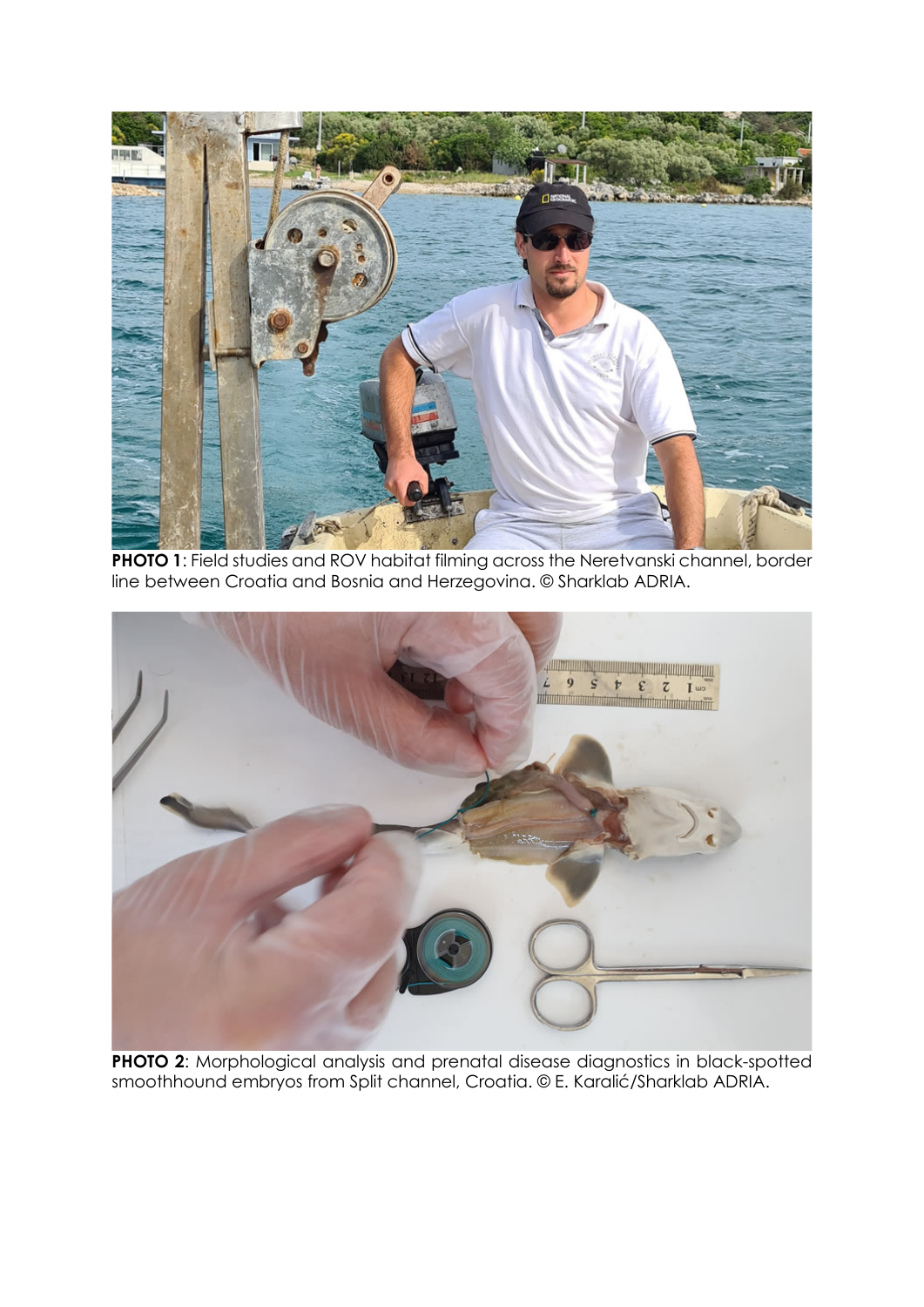**PHOTO 1**: Field studies and ROV habitat filming across the Neretvanski channel, border line between Croatia and Bosnia and Herzegovina. © Sharklab ADRIA.

**PHOTO 2**: Morphological analysis and prenatal disease diagnostics in black-spotted smoothhound embryos from Split channel, Croatia. © E. Karalić/Sharklab ADRIA.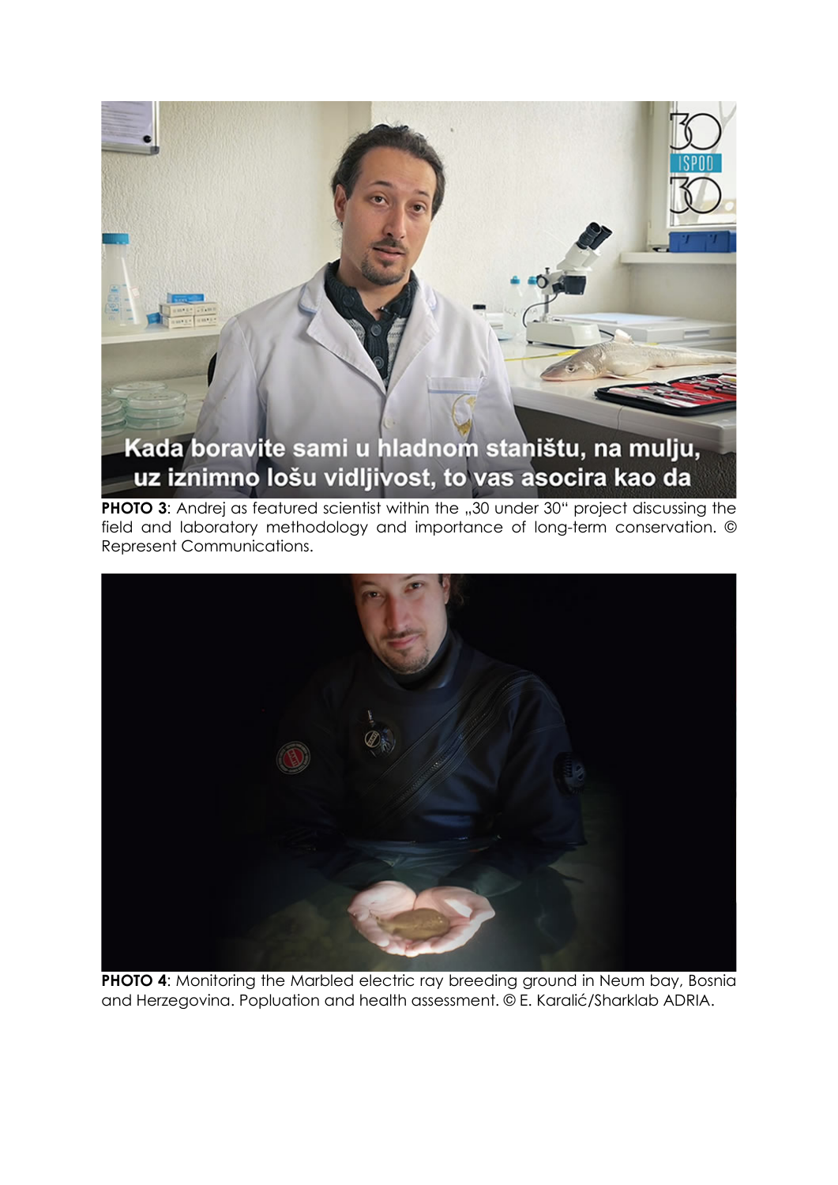**PHOTO 3**: Andrej as featured scientist within the „30 under 30" project discussing the field and laboratory methodology and importance of long-term conservation. © Represent Communications.

**PHOTO 4**: Monitoring the Marbled electric ray breeding ground in Neum bay, Bosnia and Herzegovina. Popluation and health assessment. © E. Karalić/Sharklab ADRIA.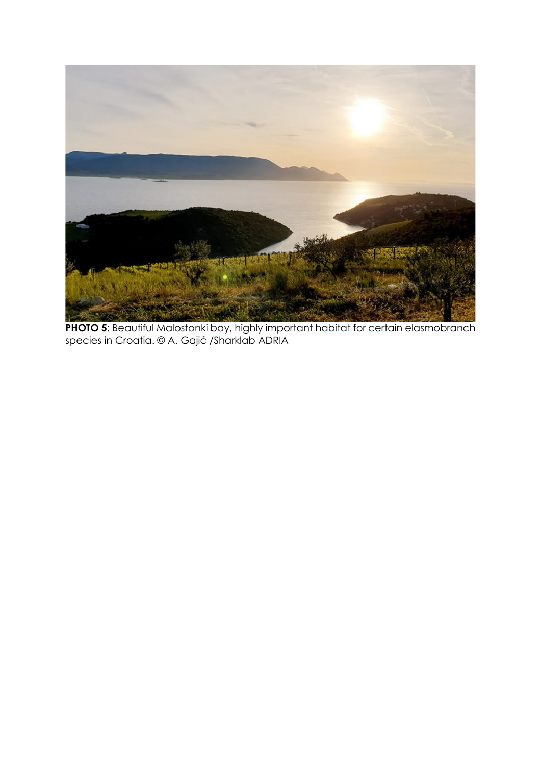**PHOTO 5**: Beautiful Malostonki bay, highly important habitat for certain elasmobranch species in Croatia. © A. Gajić /Sharklab ADRIA